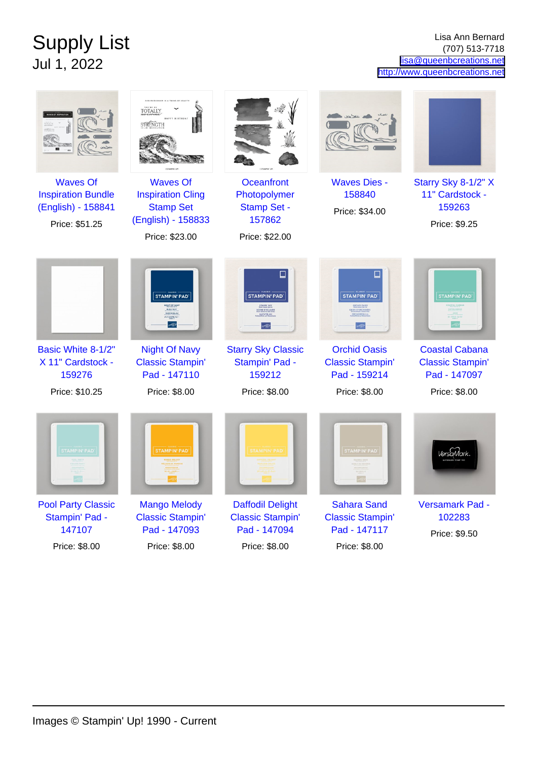# Supply List

Jul 1, 2022

Lisa Ann Bernard
(707) 513-7718
lisa@queenbcreations.net
http://www.queenbcreations.net

| | | | | |
|---|---|---|---|---|
| Waves Of Inspiration Bundle (English) - 158841<br>Price: $51.25 | Waves Of Inspiration Cling Stamp Set (English) - 158833<br>Price: $23.00 | Oceanfront Photopolymer Stamp Set - 157862<br>Price: $22.00 | Waves Dies - 158840<br>Price: $34.00 | Starry Sky 8-1/2" X 11" Cardstock - 159263<br>Price: $9.25 |
| Basic White 8-1/2" X 11" Cardstock - 159276<br>Price: $10.25 | Night Of Navy Classic Stampin' Pad - 147110<br>Price: $8.00 | Starry Sky Classic Stampin' Pad - 159212<br>Price: $8.00 | Orchid Oasis Classic Stampin' Pad - 159214<br>Price: $8.00 | Coastal Cabana Classic Stampin' Pad - 147097<br>Price: $8.00 |
| Pool Party Classic Stampin' Pad - 147107<br>Price: $8.00 | Mango Melody Classic Stampin' Pad - 147093<br>Price: $8.00 | Daffodil Delight Classic Stampin' Pad - 147094<br>Price: $8.00 | Sahara Sand Classic Stampin' Pad - 147117<br>Price: $8.00 | Versamark Pad - 102283<br>Price: $9.50 |

Images © Stampin' Up! 1990 - Current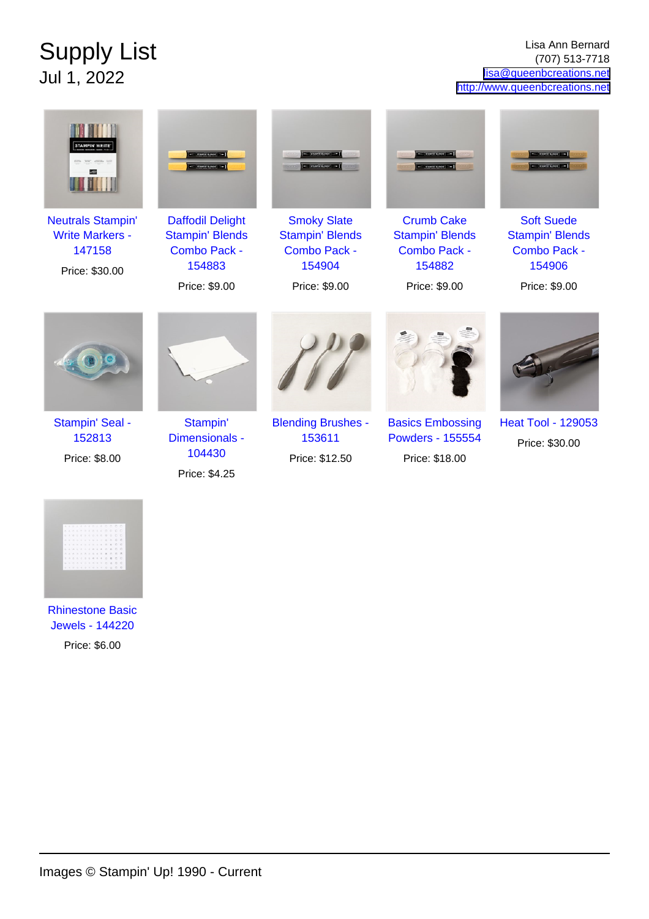# Supply List

Jul 1, 2022

Lisa Ann Bernard
(707) 513-7718
lisa@queenbcreations.net
http://www.queenbcreations.net

Neutrals Stampin' Write Markers - 147158
Price: $30.00

Daffodil Delight Stampin' Blends Combo Pack - 154883
Price: $9.00

Smoky Slate Stampin' Blends Combo Pack - 154904
Price: $9.00

Crumb Cake Stampin' Blends Combo Pack - 154882
Price: $9.00

Soft Suede Stampin' Blends Combo Pack - 154906
Price: $9.00

Stampin' Seal - 152813
Price: $8.00

Stampin' Dimensionals - 104430
Price: $4.25

Blending Brushes - 153611
Price: $12.50

Basics Embossing Powders - 155554
Price: $18.00

Heat Tool - 129053
Price: $30.00

Rhinestone Basic Jewels - 144220
Price: $6.00

Images © Stampin' Up! 1990 - Current